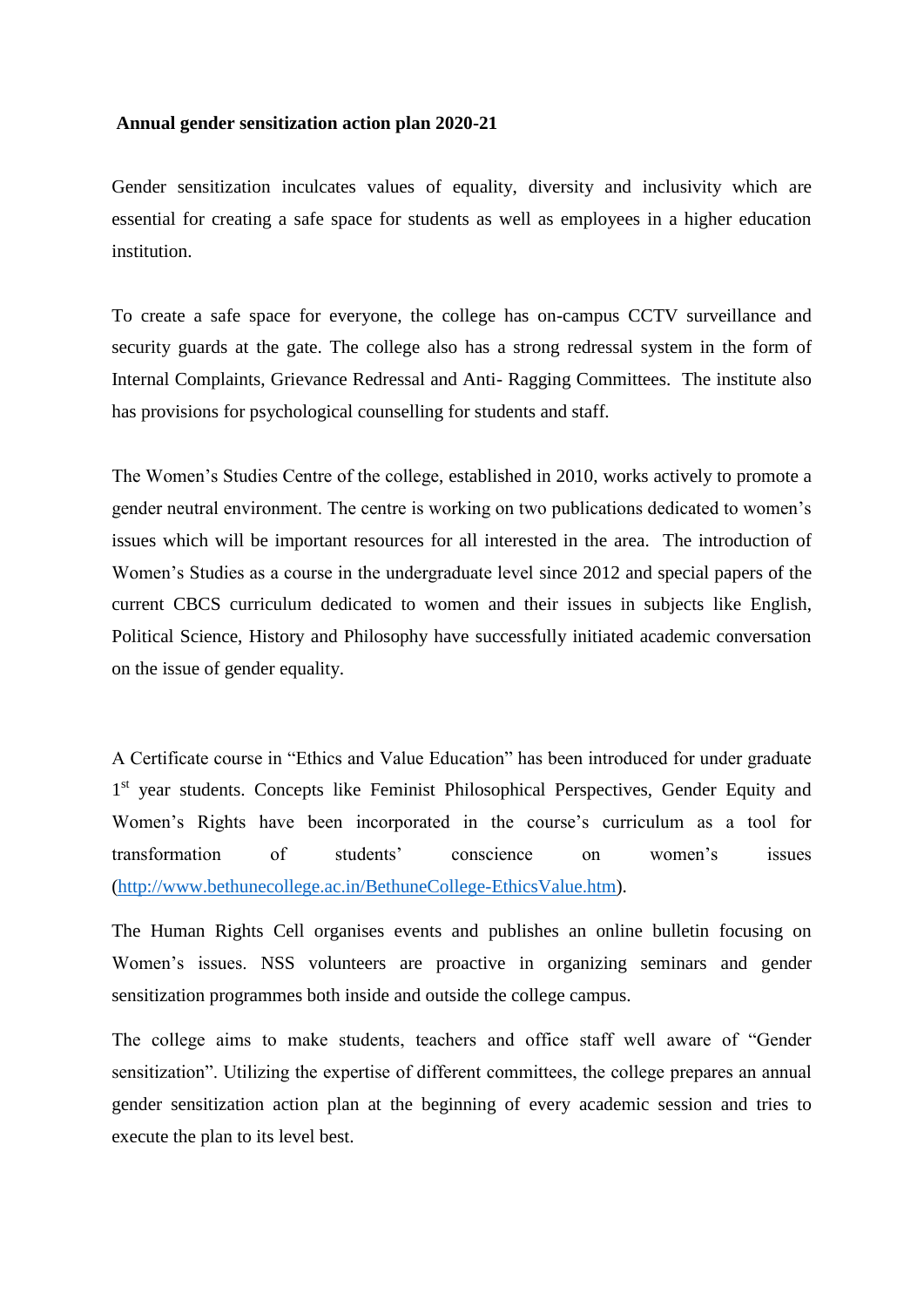**Annual gender sensitization action plan 2020-21**

Gender sensitization inculcates values of equality, diversity and inclusivity which are essential for creating a safe space for students as well as employees in a higher education institution.

To create a safe space for everyone, the college has on-campus CCTV surveillance and security guards at the gate. The college also has a strong redressal system in the form of Internal Complaints, Grievance Redressal and Anti- Ragging Committees. The institute also has provisions for psychological counselling for students and staff.

The Women's Studies Centre of the college, established in 2010, works actively to promote a gender neutral environment. The centre is working on two publications dedicated to women's issues which will be important resources for all interested in the area. The introduction of Women's Studies as a course in the undergraduate level since 2012 and special papers of the current CBCS curriculum dedicated to women and their issues in subjects like English, Political Science, History and Philosophy have successfully initiated academic conversation on the issue of gender equality.

A Certificate course in "Ethics and Value Education" has been introduced for under graduate 1st year students. Concepts like Feminist Philosophical Perspectives, Gender Equity and Women's Rights have been incorporated in the course's curriculum as a tool for transformation of students' conscience on women's issues (http://www.bethunecollege.ac.in/BethuneCollege-EthicsValue.htm).

The Human Rights Cell organises events and publishes an online bulletin focusing on Women's issues. NSS volunteers are proactive in organizing seminars and gender sensitization programmes both inside and outside the college campus.

The college aims to make students, teachers and office staff well aware of "Gender sensitization". Utilizing the expertise of different committees, the college prepares an annual gender sensitization action plan at the beginning of every academic session and tries to execute the plan to its level best.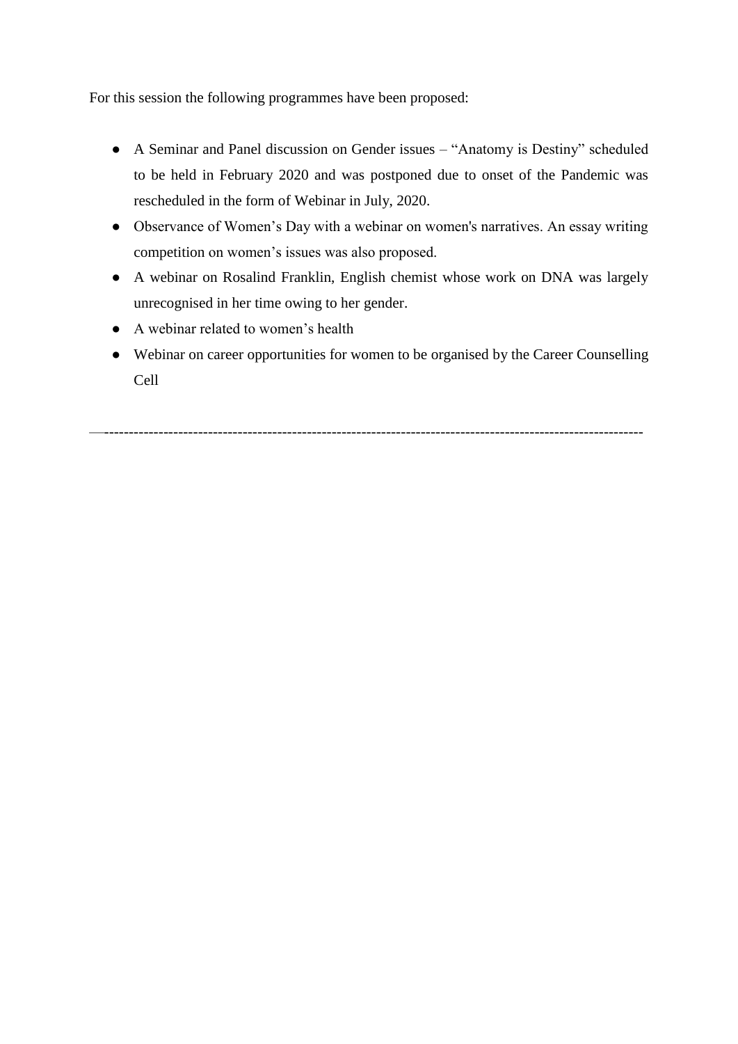For this session the following programmes have been proposed:

- A Seminar and Panel discussion on Gender issues – "Anatomy is Destiny" scheduled to be held in February 2020 and was postponed due to onset of the Pandemic was rescheduled in the form of Webinar in July, 2020.
- Observance of Women's Day with a webinar on women's narratives. An essay writing competition on women's issues was also proposed.
- A webinar on Rosalind Franklin, English chemist whose work on DNA was largely unrecognised in her time owing to her gender.
- A webinar related to women's health
- Webinar on career opportunities for women to be organised by the Career Counselling Cell

---